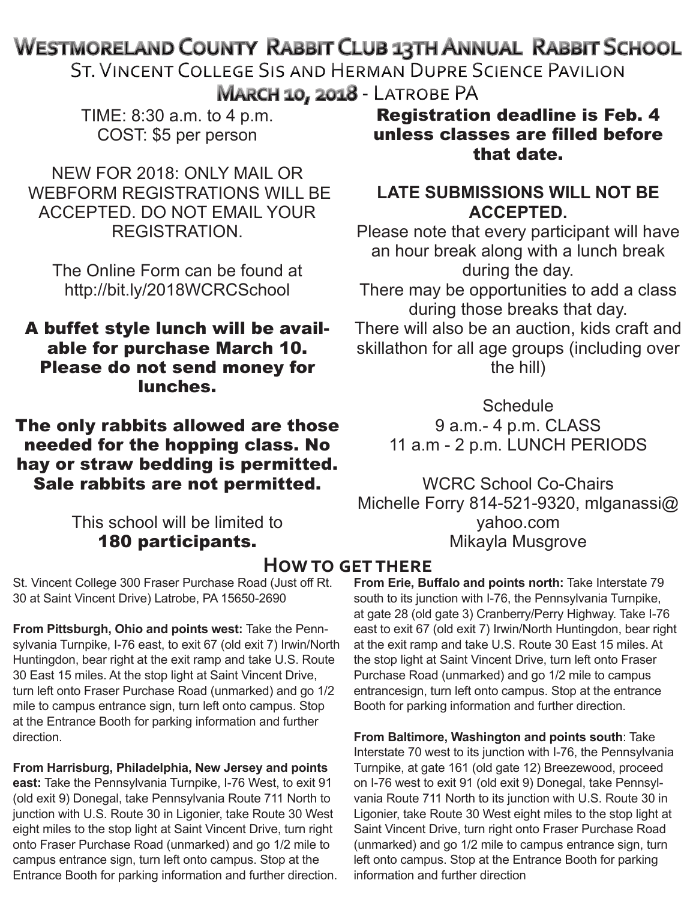# Westmoreland County Rabbit Club 13th Annual Rabbit School

## St. Vincent College Sis and Herman Dupre Science Pavilion

## March 10, 2018 - Latrobe PA

TIME: 8:30 a.m. to 4 p.m.
COST: $5 per person

NEW FOR 2018: ONLY MAIL OR WEBFORM REGISTRATIONS WILL BE ACCEPTED. DO NOT EMAIL YOUR REGISTRATION.

The Online Form can be found at http://bit.ly/2018WCRCSchool

**A buffet style lunch will be available for purchase March 10. Please do not send money for lunches.**

**The only rabbits allowed are those needed for the hopping class. No hay or straw bedding is permitted. Sale rabbits are not permitted.**

This school will be limited to **180 participants.**

**Registration deadline is Feb. 4 unless classes are filled before that date.**

**LATE SUBMISSIONS WILL NOT BE ACCEPTED.**

Please note that every participant will have an hour break along with a lunch break during the day.
There may be opportunities to add a class during those breaks that day.
There will also be an auction, kids craft and skillathon for all age groups (including over the hill)

Schedule
9 a.m.- 4 p.m. CLASS
11 a.m - 2 p.m. LUNCH PERIODS

WCRC School Co-Chairs
Michelle Forry 814-521-9320, mlganassi@yahoo.com
Mikayla Musgrove

## How to get there

St. Vincent College 300 Fraser Purchase Road (Just off Rt. 30 at Saint Vincent Drive) Latrobe, PA 15650-2690

**From Pittsburgh, Ohio and points west:** Take the Pennsylvania Turnpike, I-76 east, to exit 67 (old exit 7) Irwin/North Huntingdon, bear right at the exit ramp and take U.S. Route 30 East 15 miles. At the stop light at Saint Vincent Drive, turn left onto Fraser Purchase Road (unmarked) and go 1/2 mile to campus entrance sign, turn left onto campus. Stop at the Entrance Booth for parking information and further direction.

**From Harrisburg, Philadelphia, New Jersey and points east:** Take the Pennsylvania Turnpike, I-76 West, to exit 91 (old exit 9) Donegal, take Pennsylvania Route 711 North to junction with U.S. Route 30 in Ligonier, take Route 30 West eight miles to the stop light at Saint Vincent Drive, turn right onto Fraser Purchase Road (unmarked) and go 1/2 mile to campus entrance sign, turn left onto campus. Stop at the Entrance Booth for parking information and further direction.

**From Erie, Buffalo and points north:** Take Interstate 79 south to its junction with I-76, the Pennsylvania Turnpike, at gate 28 (old gate 3) Cranberry/Perry Highway. Take I-76 east to exit 67 (old exit 7) Irwin/North Huntingdon, bear right at the exit ramp and take U.S. Route 30 East 15 miles. At the stop light at Saint Vincent Drive, turn left onto Fraser Purchase Road (unmarked) and go 1/2 mile to campus entrancesign, turn left onto campus. Stop at the entrance Booth for parking information and further direction.

**From Baltimore, Washington and points south**: Take Interstate 70 west to its junction with I-76, the Pennsylvania Turnpike, at gate 161 (old gate 12) Breezewood, proceed on I-76 west to exit 91 (old exit 9) Donegal, take Pennsylvania Route 711 North to its junction with U.S. Route 30 in Ligonier, take Route 30 West eight miles to the stop light at Saint Vincent Drive, turn right onto Fraser Purchase Road (unmarked) and go 1/2 mile to campus entrance sign, turn left onto campus. Stop at the Entrance Booth for parking information and further direction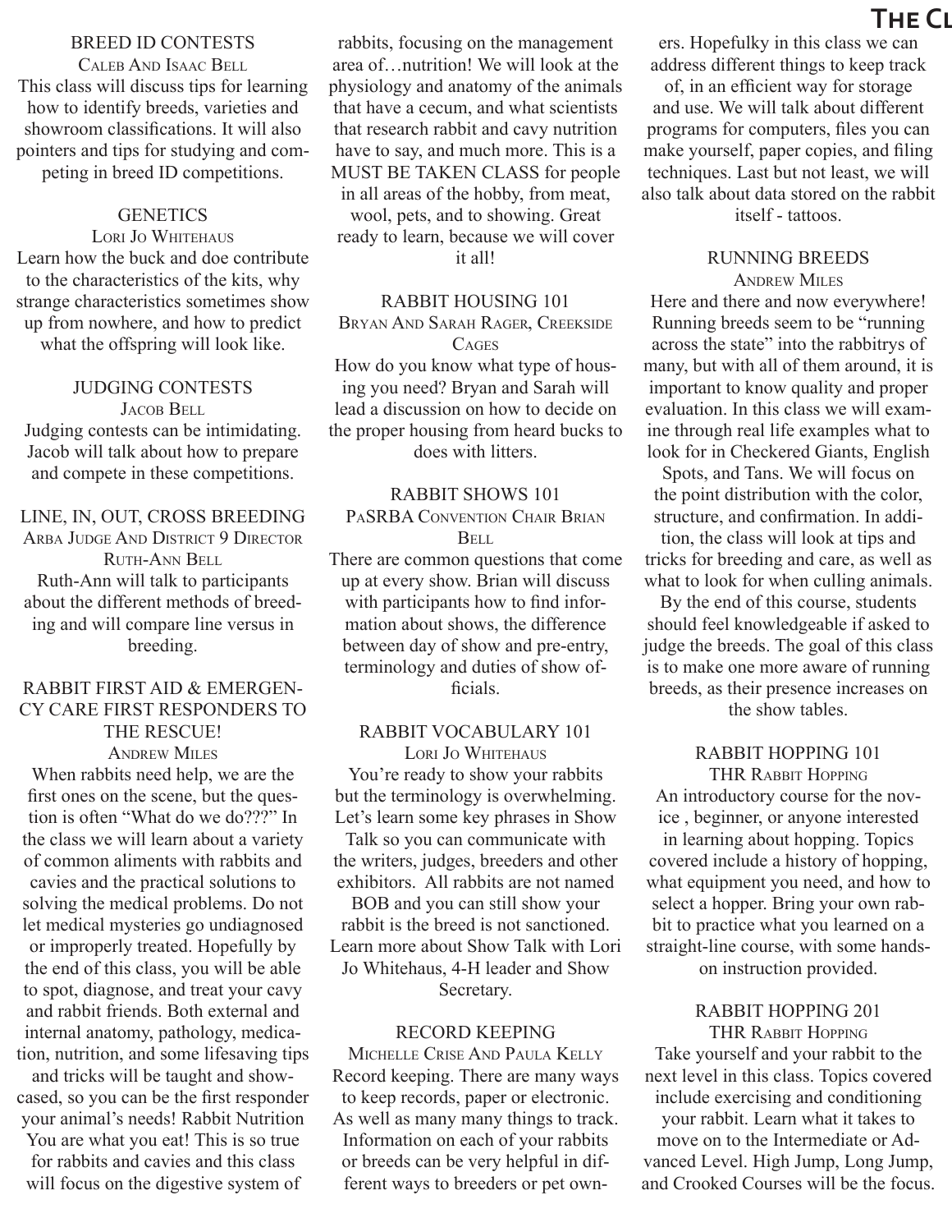## BREED ID CONTESTS

Caleb And Isaac Bell

This class will discuss tips for learning how to identify breeds, varieties and showroom classifications. It will also pointers and tips for studying and competing in breed ID competitions.

## GENETICS

Lori Jo Whitehaus

Learn how the buck and doe contribute to the characteristics of the kits, why strange characteristics sometimes show up from nowhere, and how to predict what the offspring will look like.

## JUDGING CONTESTS

Jacob Bell

Judging contests can be intimidating. Jacob will talk about how to prepare and compete in these competitions.

## LINE, IN, OUT, CROSS BREEDING

ARBA Judge And District 9 Director Ruth-Ann Bell

Ruth-Ann will talk to participants about the different methods of breeding and will compare line versus in breeding.

## RABBIT FIRST AID & EMERGENCY CARE FIRST RESPONDERS TO THE RESCUE!

Andrew Miles

When rabbits need help, we are the first ones on the scene, but the question is often "What do we do???" In the class we will learn about a variety of common aliments with rabbits and cavies and the practical solutions to solving the medical problems. Do not let medical mysteries go undiagnosed or improperly treated. Hopefully by the end of this class, you will be able to spot, diagnose, and treat your cavy and rabbit friends. Both external and internal anatomy, pathology, medication, nutrition, and some lifesaving tips and tricks will be taught and showcased, so you can be the first responder your animal's needs! Rabbit Nutrition You are what you eat! This is so true for rabbits and cavies and this class will focus on the digestive system of rabbits, focusing on the management area of…nutrition! We will look at the physiology and anatomy of the animals that have a cecum, and what scientists that research rabbit and cavy nutrition have to say, and much more. This is a MUST BE TAKEN CLASS for people in all areas of the hobby, from meat, wool, pets, and to showing. Great ready to learn, because we will cover it all!

## RABBIT HOUSING 101

Bryan And Sarah Rager, Creekside Cages

How do you know what type of housing you need? Bryan and Sarah will lead a discussion on how to decide on the proper housing from heard bucks to does with litters.

## RABBIT SHOWS 101

PaSRBA Convention Chair Brian Bell

There are common questions that come up at every show. Brian will discuss with participants how to find information about shows, the difference between day of show and pre-entry, terminology and duties of show officials.

## RABBIT VOCABULARY 101

Lori Jo Whitehaus

You're ready to show your rabbits but the terminology is overwhelming. Let's learn some key phrases in Show Talk so you can communicate with the writers, judges, breeders and other exhibitors. All rabbits are not named BOB and you can still show your rabbit is the breed is not sanctioned. Learn more about Show Talk with Lori Jo Whitehaus, 4-H leader and Show Secretary.

## RECORD KEEPING

Michelle Crise And Paula Kelly

Record keeping. There are many ways to keep records, paper or electronic. As well as many many things to track. Information on each of your rabbits or breeds can be very helpful in different ways to breeders or pet owners. Hopefulky in this class we can address different things to keep track of, in an efficient way for storage and use. We will talk about different programs for computers, files you can make yourself, paper copies, and filing techniques. Last but not least, we will also talk about data stored on the rabbit itself - tattoos.

## RUNNING BREEDS

Andrew Miles

Here and there and now everywhere! Running breeds seem to be "running across the state" into the rabbitrys of many, but with all of them around, it is important to know quality and proper evaluation. In this class we will examine through real life examples what to look for in Checkered Giants, English Spots, and Tans. We will focus on the point distribution with the color, structure, and confirmation. In addition, the class will look at tips and tricks for breeding and care, as well as what to look for when culling animals. By the end of this course, students should feel knowledgeable if asked to judge the breeds. The goal of this class is to make one more aware of running breeds, as their presence increases on the show tables.

## RABBIT HOPPING 101

THR Rabbit Hopping

An introductory course for the novice , beginner, or anyone interested in learning about hopping. Topics covered include a history of hopping, what equipment you need, and how to select a hopper. Bring your own rabbit to practice what you learned on a straight-line course, with some hands-on instruction provided.

## RABBIT HOPPING 201

THR Rabbit Hopping

Take yourself and your rabbit to the next level in this class. Topics covered include exercising and conditioning your rabbit. Learn what it takes to move on to the Intermediate or Advanced Level. High Jump, Long Jump, and Crooked Courses will be the focus.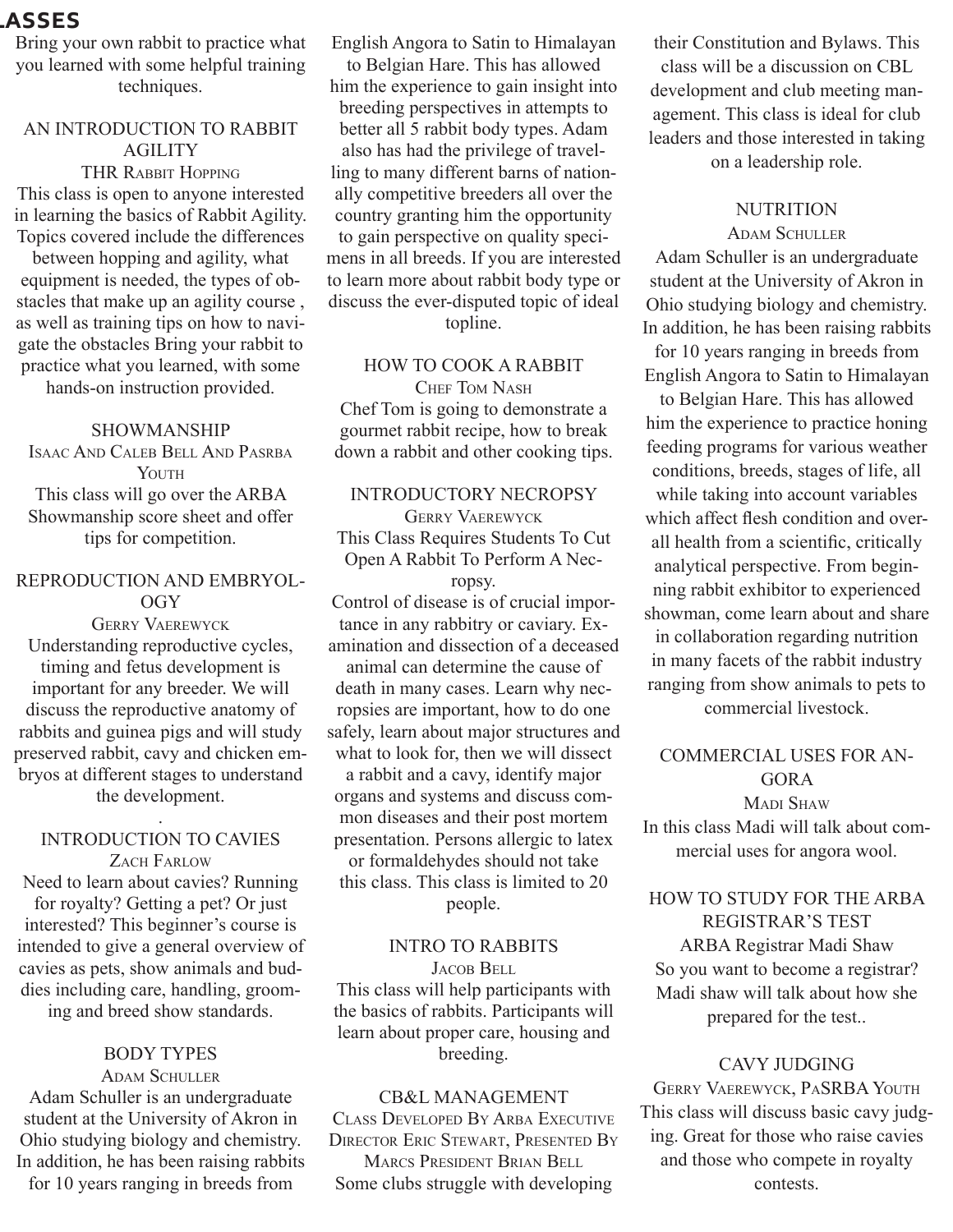Bring your own rabbit to practice what you learned with some helpful training techniques.

### AN INTRODUCTION TO RABBIT AGILITY

THR Rabbit Hopping

This class is open to anyone interested in learning the basics of Rabbit Agility. Topics covered include the differences between hopping and agility, what equipment is needed, the types of obstacles that make up an agility course , as well as training tips on how to navigate the obstacles Bring your rabbit to practice what you learned, with some hands-on instruction provided.

### SHOWMANSHIP

Isaac And Caleb Bell And Pasrba Youth

This class will go over the ARBA Showmanship score sheet and offer tips for competition.

### REPRODUCTION AND EMBRYOLOGY

Gerry Vaerewyck

Understanding reproductive cycles, timing and fetus development is important for any breeder. We will discuss the reproductive anatomy of rabbits and guinea pigs and will study preserved rabbit, cavy and chicken embryos at different stages to understand the development.

.

### INTRODUCTION TO CAVIES

Zach Farlow

Need to learn about cavies? Running for royalty? Getting a pet? Or just interested? This beginner's course is intended to give a general overview of cavies as pets, show animals and buddies including care, handling, grooming and breed show standards.

### BODY TYPES

Adam Schuller

Adam Schuller is an undergraduate student at the University of Akron in Ohio studying biology and chemistry. In addition, he has been raising rabbits for 10 years ranging in breeds from English Angora to Satin to Himalayan to Belgian Hare. This has allowed him the experience to gain insight into breeding perspectives in attempts to better all 5 rabbit body types. Adam also has had the privilege of travelling to many different barns of nationally competitive breeders all over the country granting him the opportunity to gain perspective on quality specimens in all breeds. If you are interested to learn more about rabbit body type or discuss the ever-disputed topic of ideal topline.

### HOW TO COOK A RABBIT

Chef Tom Nash

Chef Tom is going to demonstrate a gourmet rabbit recipe, how to break down a rabbit and other cooking tips.

### INTRODUCTORY NECROPSY

Gerry Vaerewyck

This Class Requires Students To Cut Open A Rabbit To Perform A Necropsy.

Control of disease is of crucial importance in any rabbitry or caviary. Examination and dissection of a deceased animal can determine the cause of death in many cases. Learn why necropsies are important, how to do one safely, learn about major structures and what to look for, then we will dissect a rabbit and a cavy, identify major organs and systems and discuss common diseases and their post mortem presentation. Persons allergic to latex or formaldehydes should not take this class. This class is limited to 20 people.

### INTRO TO RABBITS

Jacob Bell

This class will help participants with the basics of rabbits. Participants will learn about proper care, housing and breeding.

### CB&L MANAGEMENT

Class Developed By Arba Executive Director Eric Stewart, Presented By Marcs President Brian Bell

Some clubs struggle with developing their Constitution and Bylaws. This class will be a discussion on CBL development and club meeting management. This class is ideal for club leaders and those interested in taking on a leadership role.

### NUTRITION

Adam Schuller

Adam Schuller is an undergraduate student at the University of Akron in Ohio studying biology and chemistry. In addition, he has been raising rabbits for 10 years ranging in breeds from English Angora to Satin to Himalayan to Belgian Hare. This has allowed him the experience to practice honing feeding programs for various weather conditions, breeds, stages of life, all while taking into account variables which affect flesh condition and overall health from a scientific, critically analytical perspective. From beginning rabbit exhibitor to experienced showman, come learn about and share in collaboration regarding nutrition in many facets of the rabbit industry ranging from show animals to pets to commercial livestock.

### COMMERCIAL USES FOR ANGORA

Madi Shaw

In this class Madi will talk about commercial uses for angora wool.

### HOW TO STUDY FOR THE ARBA REGISTRAR'S TEST

ARBA Registrar Madi Shaw

So you want to become a registrar? Madi shaw will talk about how she prepared for the test..

### CAVY JUDGING

Gerry Vaerewyck, PaSRBA Youth

This class will discuss basic cavy judging. Great for those who raise cavies and those who compete in royalty contests.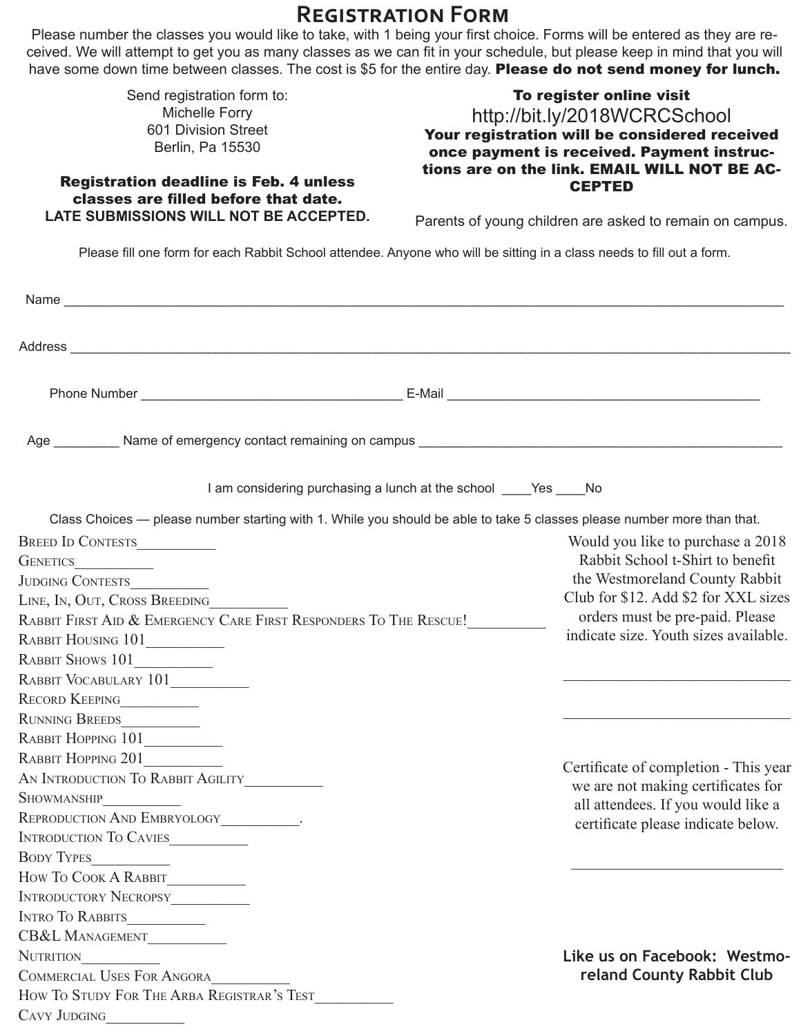# Registration Form

Please number the classes you would like to take, with 1 being your first choice. Forms will be entered as they are received. We will attempt to get you as many classes as we can fit in your schedule, but please keep in mind that you will have some down time between classes. The cost is $5 for the entire day. **Please do not send money for lunch.**

Send registration form to:
Michelle Forry
601 Division Street
Berlin, Pa 15530

**Registration deadline is Feb. 4 unless classes are filled before that date.**
**LATE SUBMISSIONS WILL NOT BE ACCEPTED.**

**To register online visit**
http://bit.ly/2018WCRCSchool
**Your registration will be considered received once payment is received. Payment instructions are on the link. EMAIL WILL NOT BE ACCEPTED**

Parents of young children are asked to remain on campus.

Please fill one form for each Rabbit School attendee. Anyone who will be sitting in a class needs to fill out a form.

Name ______________________________________________________________

Address ______________________________________________________________

Phone Number ______________________ E-Mail ___________________________

Age _________ Name of emergency contact remaining on campus ______________________

I am considering purchasing a lunch at the school ____Yes ____No

Class Choices — please number starting with 1. While you should be able to take 5 classes please number more than that.

- Breed Id Contests__________
- Genetics__________
- Judging Contests__________
- Line, In, Out, Cross Breeding__________
- Rabbit First Aid & Emergency Care First Responders To The Rescue!__________
- Rabbit Housing 101__________
- Rabbit Shows 101__________
- Rabbit Vocabulary 101__________
- Record Keeping__________
- Running Breeds__________
- Rabbit Hopping 101__________
- Rabbit Hopping 201__________
- An Introduction To Rabbit Agility__________
- Showmanship__________
- Reproduction And Embryology__________.
- Introduction To Cavies__________
- Body Types__________
- How To Cook A Rabbit__________
- Introductory Necropsy__________
- Intro To Rabbits__________
- CB&L Management__________
- Nutrition__________
- Commercial Uses For Angora__________
- How To Study For The Arba Registrar's Test__________
- Cavy Judging__________

Would you like to purchase a 2018 Rabbit School t-Shirt to benefit the Westmoreland County Rabbit Club for $12. Add $2 for XXL sizes orders must be pre-paid. Please indicate size. Youth sizes available.

______________________________

______________________________

Certificate of completion - This year we are not making certificates for all attendees. If you would like a certificate please indicate below.

______________________________

**Like us on Facebook: Westmoreland County Rabbit Club**